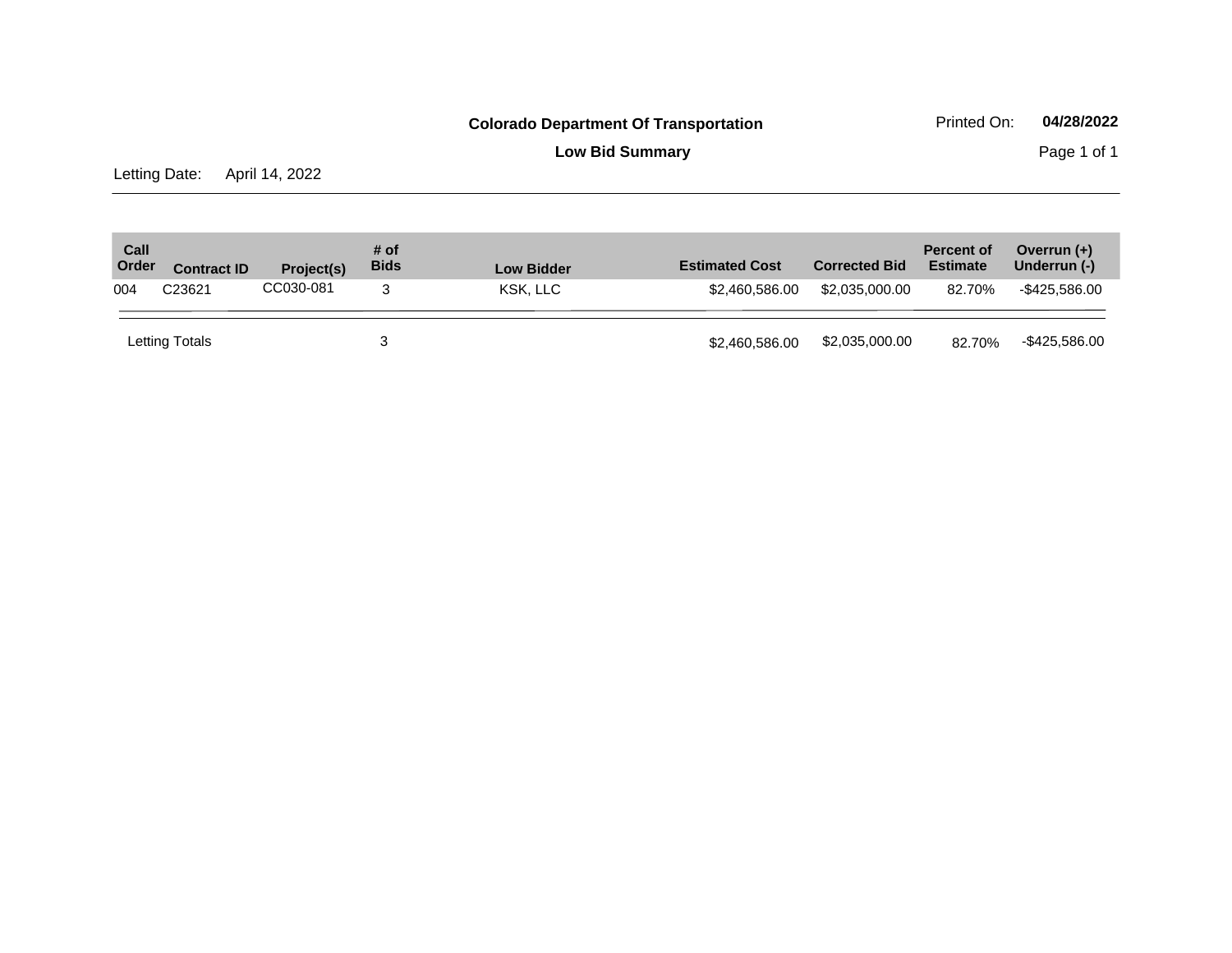**Colorado Department Of Transportation**

**Low Bid Summary**

Printed On: **04/28/2022**

Letting Date: April 14, 2022

| Call Order | Contract ID | Project(s) | # of Bids | Low Bidder | Estimated Cost | Corrected Bid | Percent of Estimate | Overrun (+) Underrun (-) |
|---|---|---|---|---|---|---|---|---|
| 004 | C23621 | CC030-081 | 3 | KSK, LLC | $2,460,586.00 | $2,035,000.00 | 82.70% | -$425,586.00 |
| Letting Totals | | | 3 | | $2,460,586.00 | $2,035,000.00 | 82.70% | -$425,586.00 |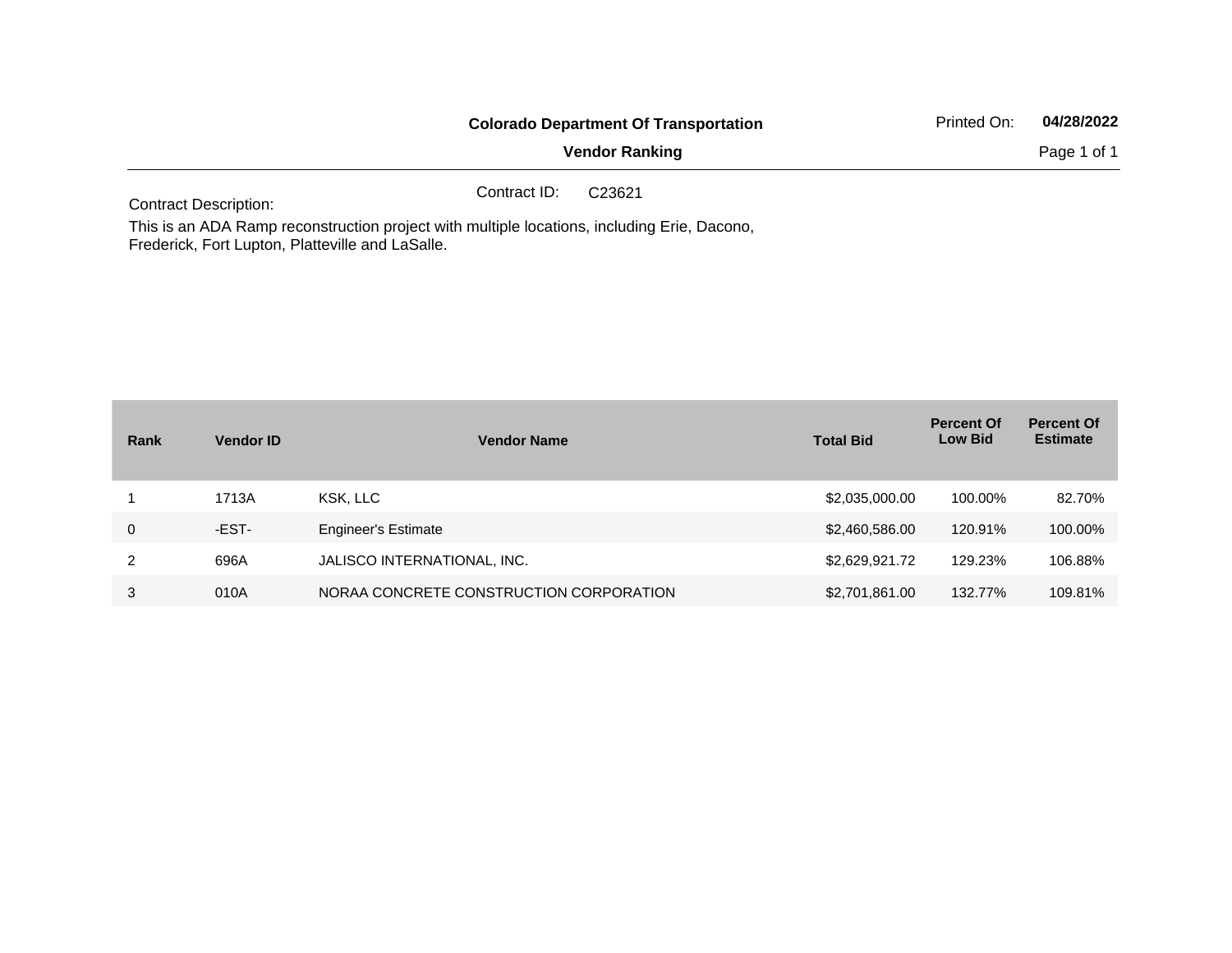**Colorado Department Of Transportation**

**Vendor Ranking**

Printed On: **04/28/2022**

Contract ID: C23621

Contract Description:

This is an ADA Ramp reconstruction project with multiple locations, including Erie, Dacono, Frederick, Fort Lupton, Platteville and LaSalle.

| Rank | Vendor ID | Vendor Name | Total Bid | Percent Of Low Bid | Percent Of Estimate |
|---|---|---|---|---|---|
| 1 | 1713A | KSK, LLC | $2,035,000.00 | 100.00% | 82.70% |
| 0 | -EST- | Engineer's Estimate | $2,460,586.00 | 120.91% | 100.00% |
| 2 | 696A | JALISCO INTERNATIONAL, INC. | $2,629,921.72 | 129.23% | 106.88% |
| 3 | 010A | NORAA CONCRETE CONSTRUCTION CORPORATION | $2,701,861.00 | 132.77% | 109.81% |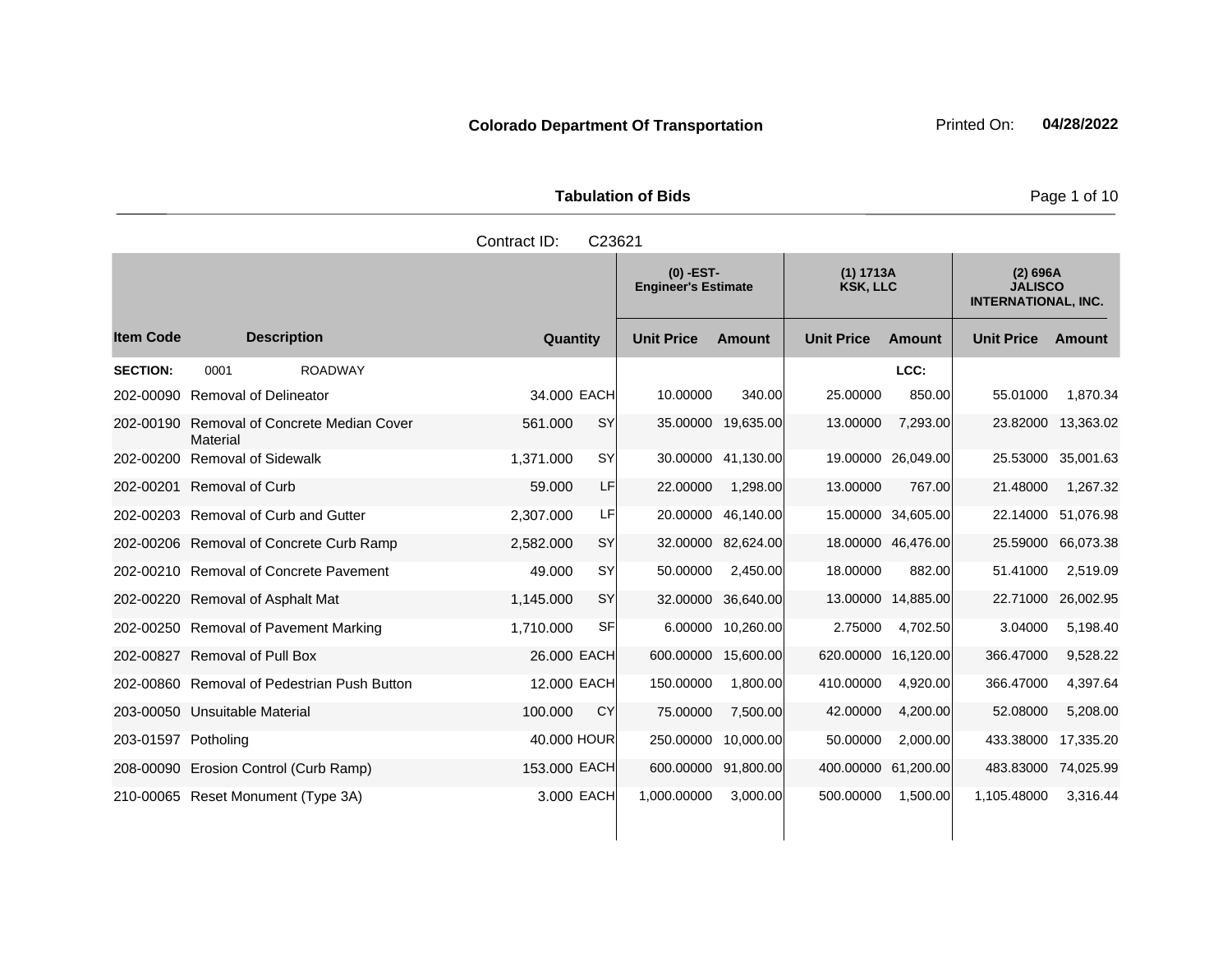**Colorado Department Of Transportation** Printed On: **04/28/2022**

**Tabulation of Bids**

Contract ID: C23621

| | | | | (0) -EST- Engineer's Estimate | | (1) 1713A KSK, LLC | | (2) 696A JALISCO INTERNATIONAL, INC. | |
|---|---|---|---|---|---|---|---|---|---|
| **Item Code** | **Description** | **Quantity** | | **Unit Price** | **Amount** | **Unit Price** | **Amount** | **Unit Price** | **Amount** |
| **SECTION:** | 0001 ROADWAY | | | | | | LCC: | | |
| 202-00090 | Removal of Delineator | 34.000 | EACH | 10.00000 | 340.00 | 25.00000 | 850.00 | 55.01000 | 1,870.34 |
| 202-00190 | Removal of Concrete Median Cover Material | 561.000 | SY | 35.00000 | 19,635.00 | 13.00000 | 7,293.00 | 23.82000 | 13,363.02 |
| 202-00200 | Removal of Sidewalk | 1,371.000 | SY | 30.00000 | 41,130.00 | 19.00000 | 26,049.00 | 25.53000 | 35,001.63 |
| 202-00201 | Removal of Curb | 59.000 | LF | 22.00000 | 1,298.00 | 13.00000 | 767.00 | 21.48000 | 1,267.32 |
| 202-00203 | Removal of Curb and Gutter | 2,307.000 | LF | 20.00000 | 46,140.00 | 15.00000 | 34,605.00 | 22.14000 | 51,076.98 |
| 202-00206 | Removal of Concrete Curb Ramp | 2,582.000 | SY | 32.00000 | 82,624.00 | 18.00000 | 46,476.00 | 25.59000 | 66,073.38 |
| 202-00210 | Removal of Concrete Pavement | 49.000 | SY | 50.00000 | 2,450.00 | 18.00000 | 882.00 | 51.41000 | 2,519.09 |
| 202-00220 | Removal of Asphalt Mat | 1,145.000 | SY | 32.00000 | 36,640.00 | 13.00000 | 14,885.00 | 22.71000 | 26,002.95 |
| 202-00250 | Removal of Pavement Marking | 1,710.000 | SF | 6.00000 | 10,260.00 | 2.75000 | 4,702.50 | 3.04000 | 5,198.40 |
| 202-00827 | Removal of Pull Box | 26.000 | EACH | 600.00000 | 15,600.00 | 620.00000 | 16,120.00 | 366.47000 | 9,528.22 |
| 202-00860 | Removal of Pedestrian Push Button | 12.000 | EACH | 150.00000 | 1,800.00 | 410.00000 | 4,920.00 | 366.47000 | 4,397.64 |
| 203-00050 | Unsuitable Material | 100.000 | CY | 75.00000 | 7,500.00 | 42.00000 | 4,200.00 | 52.08000 | 5,208.00 |
| 203-01597 | Potholing | 40.000 | HOUR | 250.00000 | 10,000.00 | 50.00000 | 2,000.00 | 433.38000 | 17,335.20 |
| 208-00090 | Erosion Control (Curb Ramp) | 153.000 | EACH | 600.00000 | 91,800.00 | 400.00000 | 61,200.00 | 483.83000 | 74,025.99 |
| 210-00065 | Reset Monument (Type 3A) | 3.000 | EACH | 1,000.00000 | 3,000.00 | 500.00000 | 1,500.00 | 1,105.48000 | 3,316.44 |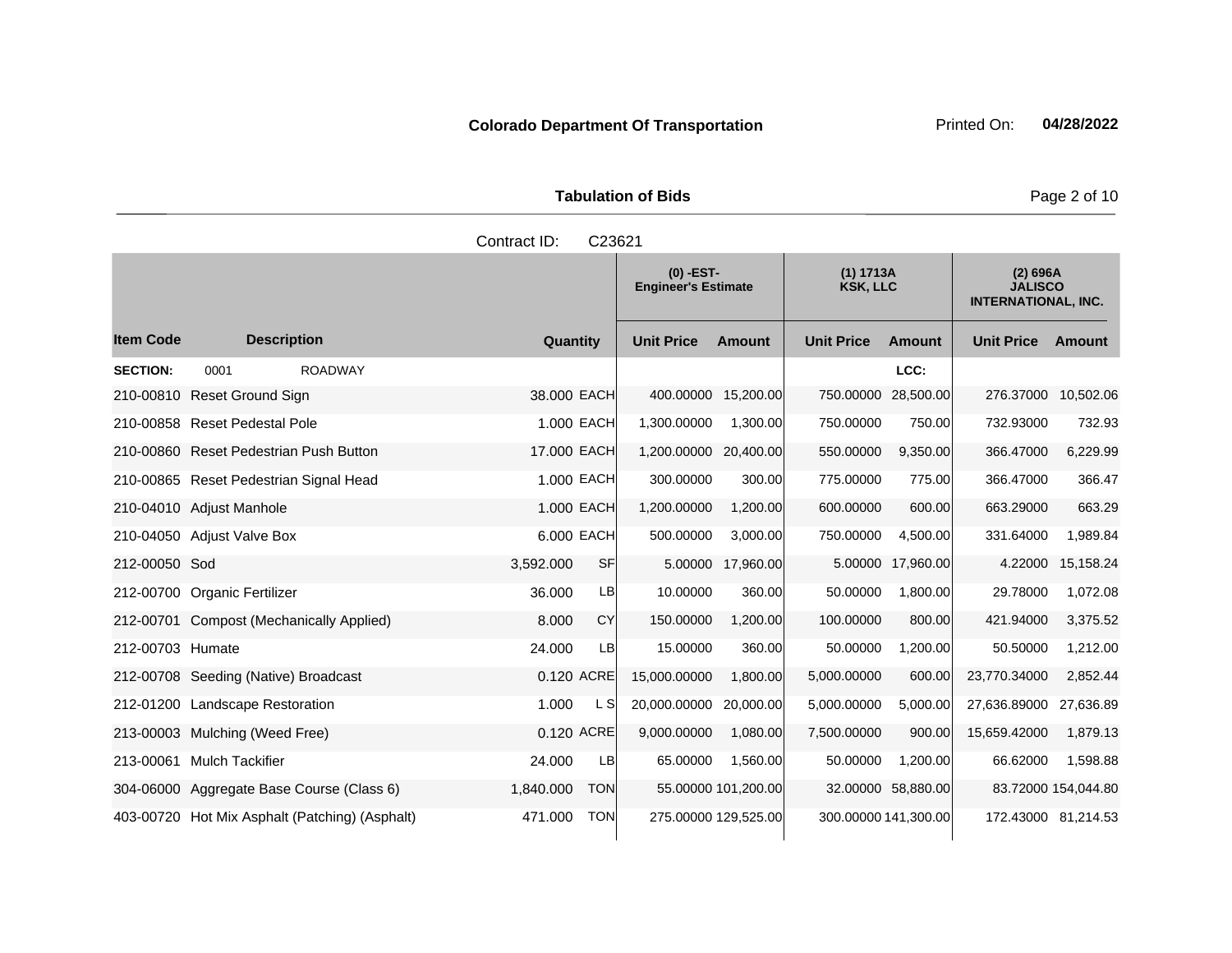**Colorado Department Of Transportation** Printed On: **04/28/2022**

**Tabulation of Bids**

Contract ID: C23621

| Item Code | Description | Quantity | | (0) -EST- Engineer's Estimate | | (1) 1713A KSK, LLC | | (2) 696A JALISCO INTERNATIONAL, INC. | |
|---|---|---|---|---|---|---|---|---|---|
| | | | | Unit Price | Amount | Unit Price | Amount | Unit Price | Amount |
| **SECTION:** | 0001 ROADWAY | | | | | | LCC: | | |
| 210-00810 | Reset Ground Sign | 38.000 | EACH | 400.00000 | 15,200.00 | 750.00000 | 28,500.00 | 276.37000 | 10,502.06 |
| 210-00858 | Reset Pedestal Pole | 1.000 | EACH | 1,300.00000 | 1,300.00 | 750.00000 | 750.00 | 732.93000 | 732.93 |
| 210-00860 | Reset Pedestrian Push Button | 17.000 | EACH | 1,200.00000 | 20,400.00 | 550.00000 | 9,350.00 | 366.47000 | 6,229.99 |
| 210-00865 | Reset Pedestrian Signal Head | 1.000 | EACH | 300.00000 | 300.00 | 775.00000 | 775.00 | 366.47000 | 366.47 |
| 210-04010 | Adjust Manhole | 1.000 | EACH | 1,200.00000 | 1,200.00 | 600.00000 | 600.00 | 663.29000 | 663.29 |
| 210-04050 | Adjust Valve Box | 6.000 | EACH | 500.00000 | 3,000.00 | 750.00000 | 4,500.00 | 331.64000 | 1,989.84 |
| 212-00050 | Sod | 3,592.000 | SF | 5.00000 | 17,960.00 | 5.00000 | 17,960.00 | 4.22000 | 15,158.24 |
| 212-00700 | Organic Fertilizer | 36.000 | LB | 10.00000 | 360.00 | 50.00000 | 1,800.00 | 29.78000 | 1,072.08 |
| 212-00701 | Compost (Mechanically Applied) | 8.000 | CY | 150.00000 | 1,200.00 | 100.00000 | 800.00 | 421.94000 | 3,375.52 |
| 212-00703 | Humate | 24.000 | LB | 15.00000 | 360.00 | 50.00000 | 1,200.00 | 50.50000 | 1,212.00 |
| 212-00708 | Seeding (Native) Broadcast | 0.120 | ACRE | 15,000.00000 | 1,800.00 | 5,000.00000 | 600.00 | 23,770.34000 | 2,852.44 |
| 212-01200 | Landscape Restoration | 1.000 | L S | 20,000.00000 | 20,000.00 | 5,000.00000 | 5,000.00 | 27,636.89000 | 27,636.89 |
| 213-00003 | Mulching (Weed Free) | 0.120 | ACRE | 9,000.00000 | 1,080.00 | 7,500.00000 | 900.00 | 15,659.42000 | 1,879.13 |
| 213-00061 | Mulch Tackifier | 24.000 | LB | 65.00000 | 1,560.00 | 50.00000 | 1,200.00 | 66.62000 | 1,598.88 |
| 304-06000 | Aggregate Base Course (Class 6) | 1,840.000 | TON | 55.00000 | 101,200.00 | 32.00000 | 58,880.00 | 83.72000 | 154,044.80 |
| 403-00720 | Hot Mix Asphalt (Patching) (Asphalt) | 471.000 | TON | 275.00000 | 129,525.00 | 300.00000 | 141,300.00 | 172.43000 | 81,214.53 |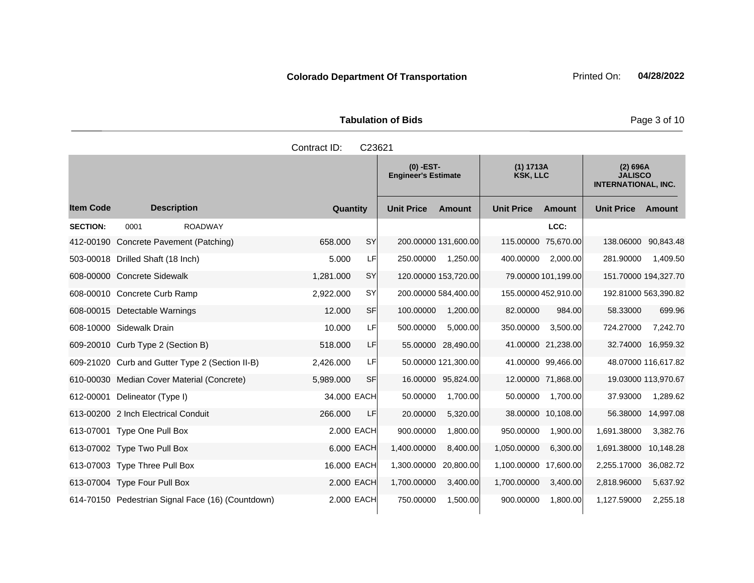**Colorado Department Of Transportation** Printed On: **04/28/2022**

**Tabulation of Bids**

Contract ID: C23621

| | | | | (0) -EST- Engineer's Estimate | | (1) 1713A KSK, LLC | | (2) 696A JALISCO INTERNATIONAL, INC. | |
|---|---|---|---|---|---|---|---|---|---|
| **Item Code** | **Description** | **Quantity** | | **Unit Price** | **Amount** | **Unit Price** | **Amount** | **Unit Price** | **Amount** |
| **SECTION:** | 0001 ROADWAY | | | | | | LCC: | | |
| 412-00190 | Concrete Pavement (Patching) | 658.000 | SY | 200.00000 | 131,600.00 | 115.00000 | 75,670.00 | 138.06000 | 90,843.48 |
| 503-00018 | Drilled Shaft (18 Inch) | 5.000 | LF | 250.00000 | 1,250.00 | 400.00000 | 2,000.00 | 281.90000 | 1,409.50 |
| 608-00000 | Concrete Sidewalk | 1,281.000 | SY | 120.00000 | 153,720.00 | 79.00000 | 101,199.00 | 151.70000 | 194,327.70 |
| 608-00010 | Concrete Curb Ramp | 2,922.000 | SY | 200.00000 | 584,400.00 | 155.00000 | 452,910.00 | 192.81000 | 563,390.82 |
| 608-00015 | Detectable Warnings | 12.000 | SF | 100.00000 | 1,200.00 | 82.00000 | 984.00 | 58.33000 | 699.96 |
| 608-10000 | Sidewalk Drain | 10.000 | LF | 500.00000 | 5,000.00 | 350.00000 | 3,500.00 | 724.27000 | 7,242.70 |
| 609-20010 | Curb Type 2 (Section B) | 518.000 | LF | 55.00000 | 28,490.00 | 41.00000 | 21,238.00 | 32.74000 | 16,959.32 |
| 609-21020 | Curb and Gutter Type 2 (Section II-B) | 2,426.000 | LF | 50.00000 | 121,300.00 | 41.00000 | 99,466.00 | 48.07000 | 116,617.82 |
| 610-00030 | Median Cover Material (Concrete) | 5,989.000 | SF | 16.00000 | 95,824.00 | 12.00000 | 71,868.00 | 19.03000 | 113,970.67 |
| 612-00001 | Delineator (Type I) | 34.000 | EACH | 50.00000 | 1,700.00 | 50.00000 | 1,700.00 | 37.93000 | 1,289.62 |
| 613-00200 | 2 Inch Electrical Conduit | 266.000 | LF | 20.00000 | 5,320.00 | 38.00000 | 10,108.00 | 56.38000 | 14,997.08 |
| 613-07001 | Type One Pull Box | 2.000 | EACH | 900.00000 | 1,800.00 | 950.00000 | 1,900.00 | 1,691.38000 | 3,382.76 |
| 613-07002 | Type Two Pull Box | 6.000 | EACH | 1,400.00000 | 8,400.00 | 1,050.00000 | 6,300.00 | 1,691.38000 | 10,148.28 |
| 613-07003 | Type Three Pull Box | 16.000 | EACH | 1,300.00000 | 20,800.00 | 1,100.00000 | 17,600.00 | 2,255.17000 | 36,082.72 |
| 613-07004 | Type Four Pull Box | 2.000 | EACH | 1,700.00000 | 3,400.00 | 1,700.00000 | 3,400.00 | 2,818.96000 | 5,637.92 |
| 614-70150 | Pedestrian Signal Face (16) (Countdown) | 2.000 | EACH | 750.00000 | 1,500.00 | 900.00000 | 1,800.00 | 1,127.59000 | 2,255.18 |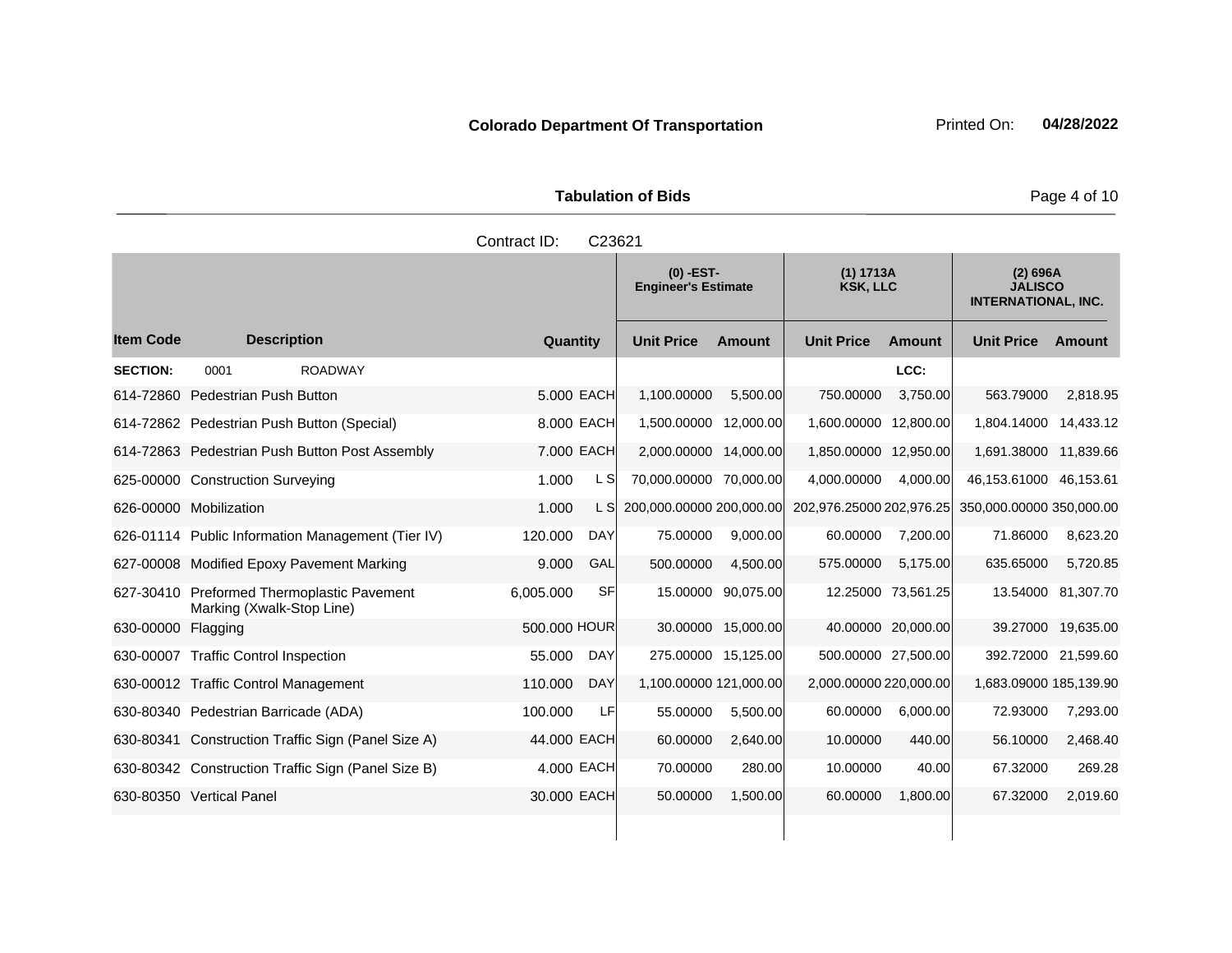**Colorado Department Of Transportation** Printed On: **04/28/2022**

**Tabulation of Bids**

Contract ID: C23621

| Item Code | Description | Quantity | | (0) -EST- Engineer's Estimate | | (1) 1713A KSK, LLC | | (2) 696A JALISCO INTERNATIONAL, INC. | |
|---|---|---|---|---|---|---|---|---|---|
| | | | | Unit Price | Amount | Unit Price | Amount | Unit Price | Amount |
| **SECTION:** | 0001 ROADWAY | | | | | | LCC: | | |
| 614-72860 | Pedestrian Push Button | 5.000 | EACH | 1,100.00000 | 5,500.00 | 750.00000 | 3,750.00 | 563.79000 | 2,818.95 |
| 614-72862 | Pedestrian Push Button (Special) | 8.000 | EACH | 1,500.00000 | 12,000.00 | 1,600.00000 | 12,800.00 | 1,804.14000 | 14,433.12 |
| 614-72863 | Pedestrian Push Button Post Assembly | 7.000 | EACH | 2,000.00000 | 14,000.00 | 1,850.00000 | 12,950.00 | 1,691.38000 | 11,839.66 |
| 625-00000 | Construction Surveying | 1.000 | L S | 70,000.00000 | 70,000.00 | 4,000.00000 | 4,000.00 | 46,153.61000 | 46,153.61 |
| 626-00000 | Mobilization | 1.000 | L S | 200,000.00000 | 200,000.00 | 202,976.25000 | 202,976.25 | 350,000.00000 | 350,000.00 |
| 626-01114 | Public Information Management (Tier IV) | 120.000 | DAY | 75.00000 | 9,000.00 | 60.00000 | 7,200.00 | 71.86000 | 8,623.20 |
| 627-00008 | Modified Epoxy Pavement Marking | 9.000 | GAL | 500.00000 | 4,500.00 | 575.00000 | 5,175.00 | 635.65000 | 5,720.85 |
| 627-30410 | Preformed Thermoplastic Pavement Marking (Xwalk-Stop Line) | 6,005.000 | SF | 15.00000 | 90,075.00 | 12.25000 | 73,561.25 | 13.54000 | 81,307.70 |
| 630-00000 | Flagging | 500.000 | HOUR | 30.00000 | 15,000.00 | 40.00000 | 20,000.00 | 39.27000 | 19,635.00 |
| 630-00007 | Traffic Control Inspection | 55.000 | DAY | 275.00000 | 15,125.00 | 500.00000 | 27,500.00 | 392.72000 | 21,599.60 |
| 630-00012 | Traffic Control Management | 110.000 | DAY | 1,100.00000 | 121,000.00 | 2,000.00000 | 220,000.00 | 1,683.09000 | 185,139.90 |
| 630-80340 | Pedestrian Barricade (ADA) | 100.000 | LF | 55.00000 | 5,500.00 | 60.00000 | 6,000.00 | 72.93000 | 7,293.00 |
| 630-80341 | Construction Traffic Sign (Panel Size A) | 44.000 | EACH | 60.00000 | 2,640.00 | 10.00000 | 440.00 | 56.10000 | 2,468.40 |
| 630-80342 | Construction Traffic Sign (Panel Size B) | 4.000 | EACH | 70.00000 | 280.00 | 10.00000 | 40.00 | 67.32000 | 269.28 |
| 630-80350 | Vertical Panel | 30.000 | EACH | 50.00000 | 1,500.00 | 60.00000 | 1,800.00 | 67.32000 | 2,019.60 |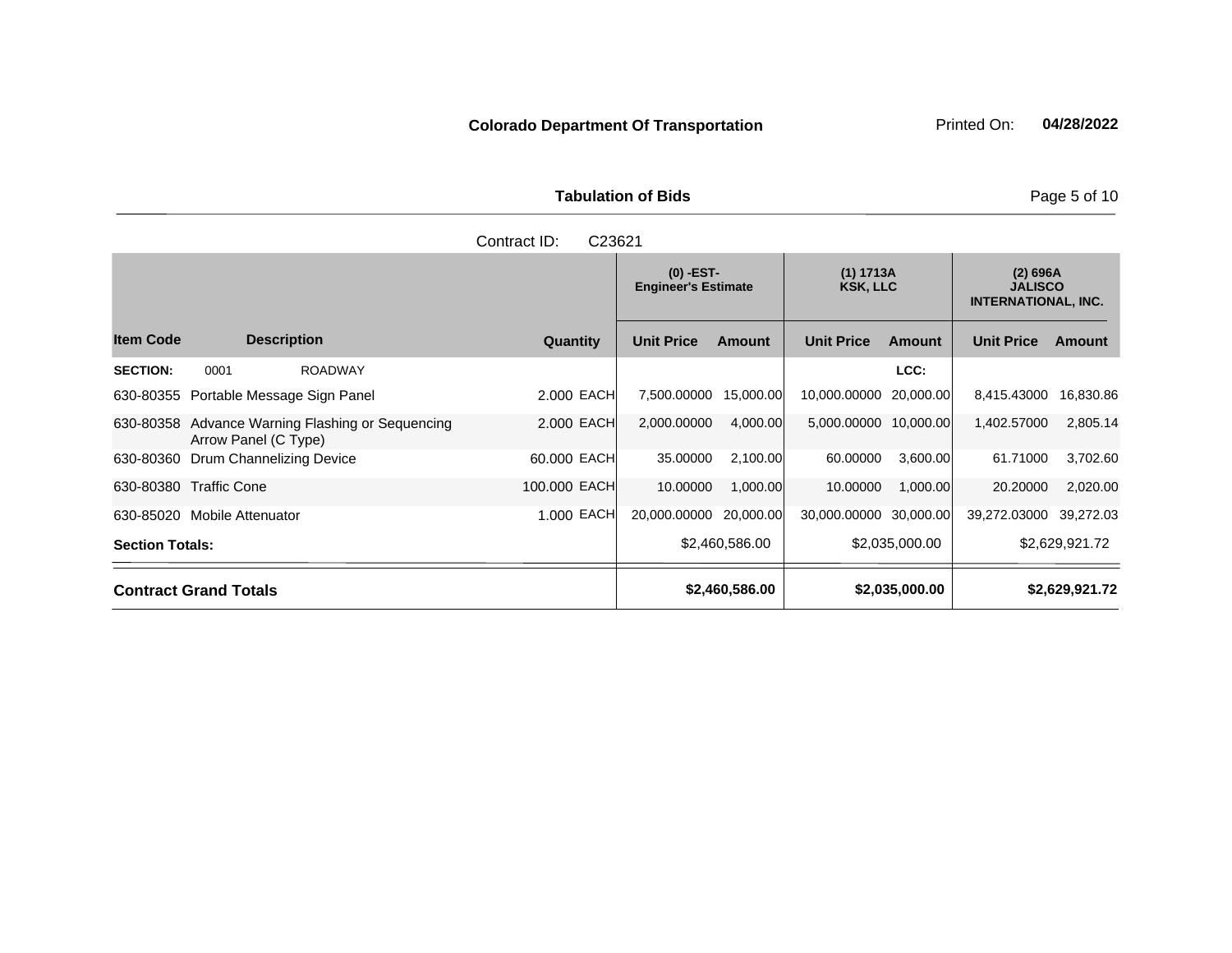**Colorado Department Of Transportation** Printed On: **04/28/2022**

## Tabulation of Bids

Contract ID: C23621

| Item Code | Description | Quantity | | (0) -EST- Engineer's Estimate Unit Price | Amount | (1) 1713A KSK, LLC Unit Price | Amount | (2) 696A JALISCO INTERNATIONAL, INC. Unit Price | Amount |
|---|---|---|---|---|---|---|---|---|---|
| **SECTION:** | 0001 ROADWAY | | | | | | LCC: | | |
| 630-80355 | Portable Message Sign Panel | 2.000 | EACH | 7,500.00000 | 15,000.00 | 10,000.00000 | 20,000.00 | 8,415.43000 | 16,830.86 |
| 630-80358 | Advance Warning Flashing or Sequencing Arrow Panel (C Type) | 2.000 | EACH | 2,000.00000 | 4,000.00 | 5,000.00000 | 10,000.00 | 1,402.57000 | 2,805.14 |
| 630-80360 | Drum Channelizing Device | 60.000 | EACH | 35.00000 | 2,100.00 | 60.00000 | 3,600.00 | 61.71000 | 3,702.60 |
| 630-80380 | Traffic Cone | 100.000 | EACH | 10.00000 | 1,000.00 | 10.00000 | 1,000.00 | 20.20000 | 2,020.00 |
| 630-85020 | Mobile Attenuator | 1.000 | EACH | 20,000.00000 | 20,000.00 | 30,000.00000 | 30,000.00 | 39,272.03000 | 39,272.03 |
| **Section Totals:** | | | | | $2,460,586.00 | | $2,035,000.00 | | $2,629,921.72 |
| **Contract Grand Totals** | | | | | **$2,460,586.00** | | **$2,035,000.00** | | **$2,629,921.72** |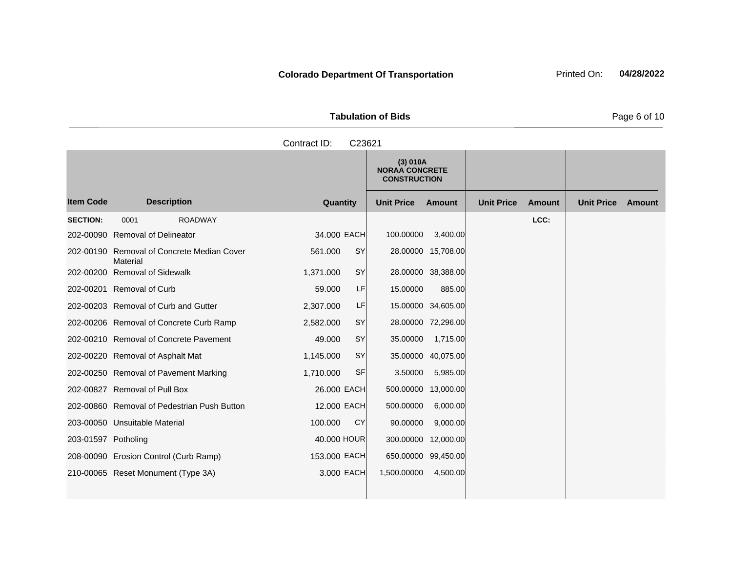**Colorado Department Of Transportation** Printed On: **04/28/2022**

**Tabulation of Bids**

Contract ID: C23621

| Item Code | Description | Quantity | | (3) 010A NORAA CONCRETE CONSTRUCTION | | | | | |
|---|---|---|---|---|---|---|---|---|---|
| | | | | Unit Price | Amount | Unit Price | Amount | Unit Price | Amount |
| **SECTION:** | 0001 ROADWAY | | | | | | LCC: | | |
| 202-00090 | Removal of Delineator | 34.000 | EACH | 100.00000 | 3,400.00 | | | | |
| 202-00190 | Removal of Concrete Median Cover Material | 561.000 | SY | 28.00000 | 15,708.00 | | | | |
| 202-00200 | Removal of Sidewalk | 1,371.000 | SY | 28.00000 | 38,388.00 | | | | |
| 202-00201 | Removal of Curb | 59.000 | LF | 15.00000 | 885.00 | | | | |
| 202-00203 | Removal of Curb and Gutter | 2,307.000 | LF | 15.00000 | 34,605.00 | | | | |
| 202-00206 | Removal of Concrete Curb Ramp | 2,582.000 | SY | 28.00000 | 72,296.00 | | | | |
| 202-00210 | Removal of Concrete Pavement | 49.000 | SY | 35.00000 | 1,715.00 | | | | |
| 202-00220 | Removal of Asphalt Mat | 1,145.000 | SY | 35.00000 | 40,075.00 | | | | |
| 202-00250 | Removal of Pavement Marking | 1,710.000 | SF | 3.50000 | 5,985.00 | | | | |
| 202-00827 | Removal of Pull Box | 26.000 | EACH | 500.00000 | 13,000.00 | | | | |
| 202-00860 | Removal of Pedestrian Push Button | 12.000 | EACH | 500.00000 | 6,000.00 | | | | |
| 203-00050 | Unsuitable Material | 100.000 | CY | 90.00000 | 9,000.00 | | | | |
| 203-01597 | Potholing | 40.000 | HOUR | 300.00000 | 12,000.00 | | | | |
| 208-00090 | Erosion Control (Curb Ramp) | 153.000 | EACH | 650.00000 | 99,450.00 | | | | |
| 210-00065 | Reset Monument (Type 3A) | 3.000 | EACH | 1,500.00000 | 4,500.00 | | | | |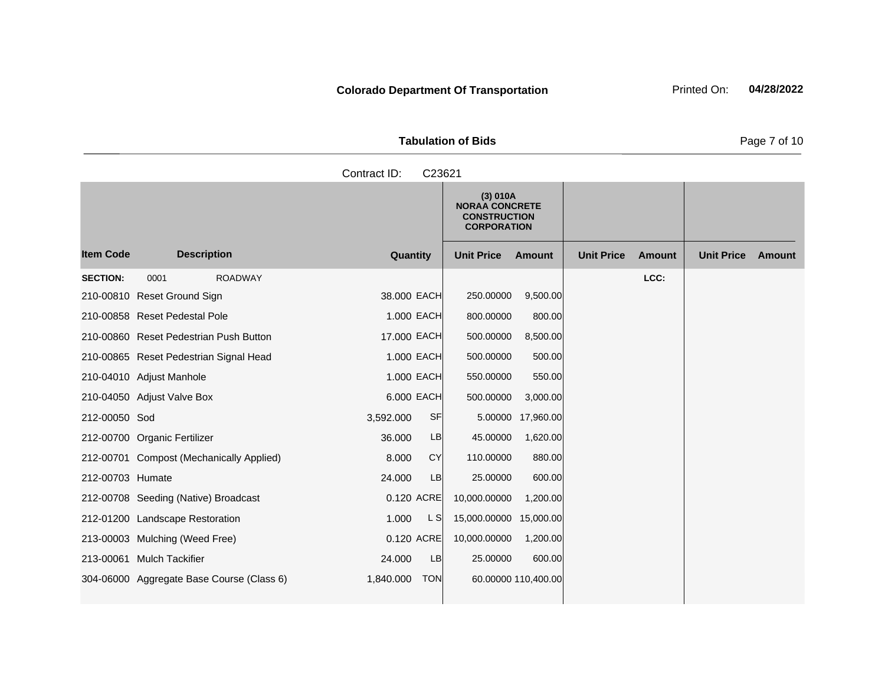**Colorado Department Of Transportation**

Printed On: **04/28/2022**

**Tabulation of Bids**

Contract ID: C23621

| | | | | (3) 010A NORAA CONCRETE CONSTRUCTION CORPORATION | | | | | |
|---|---|---|---|---|---|---|---|---|---|
| **Item Code** | **Description** | **Quantity** | | **Unit Price** | **Amount** | **Unit Price** | **Amount** | **Unit Price** | **Amount** |
| **SECTION:** | 0001 ROADWAY | | | | | | **LCC:** | | |
| 210-00810 | Reset Ground Sign | 38.000 | EACH | 250.00000 | 9,500.00 | | | | |
| 210-00858 | Reset Pedestal Pole | 1.000 | EACH | 800.00000 | 800.00 | | | | |
| 210-00860 | Reset Pedestrian Push Button | 17.000 | EACH | 500.00000 | 8,500.00 | | | | |
| 210-00865 | Reset Pedestrian Signal Head | 1.000 | EACH | 500.00000 | 500.00 | | | | |
| 210-04010 | Adjust Manhole | 1.000 | EACH | 550.00000 | 550.00 | | | | |
| 210-04050 | Adjust Valve Box | 6.000 | EACH | 500.00000 | 3,000.00 | | | | |
| 212-00050 | Sod | 3,592.000 | SF | 5.00000 | 17,960.00 | | | | |
| 212-00700 | Organic Fertilizer | 36.000 | LB | 45.00000 | 1,620.00 | | | | |
| 212-00701 | Compost (Mechanically Applied) | 8.000 | CY | 110.00000 | 880.00 | | | | |
| 212-00703 | Humate | 24.000 | LB | 25.00000 | 600.00 | | | | |
| 212-00708 | Seeding (Native) Broadcast | 0.120 | ACRE | 10,000.00000 | 1,200.00 | | | | |
| 212-01200 | Landscape Restoration | 1.000 | L S | 15,000.00000 | 15,000.00 | | | | |
| 213-00003 | Mulching (Weed Free) | 0.120 | ACRE | 10,000.00000 | 1,200.00 | | | | |
| 213-00061 | Mulch Tackifier | 24.000 | LB | 25.00000 | 600.00 | | | | |
| 304-06000 | Aggregate Base Course (Class 6) | 1,840.000 | TON | 60.00000 | 110,400.00 | | | | |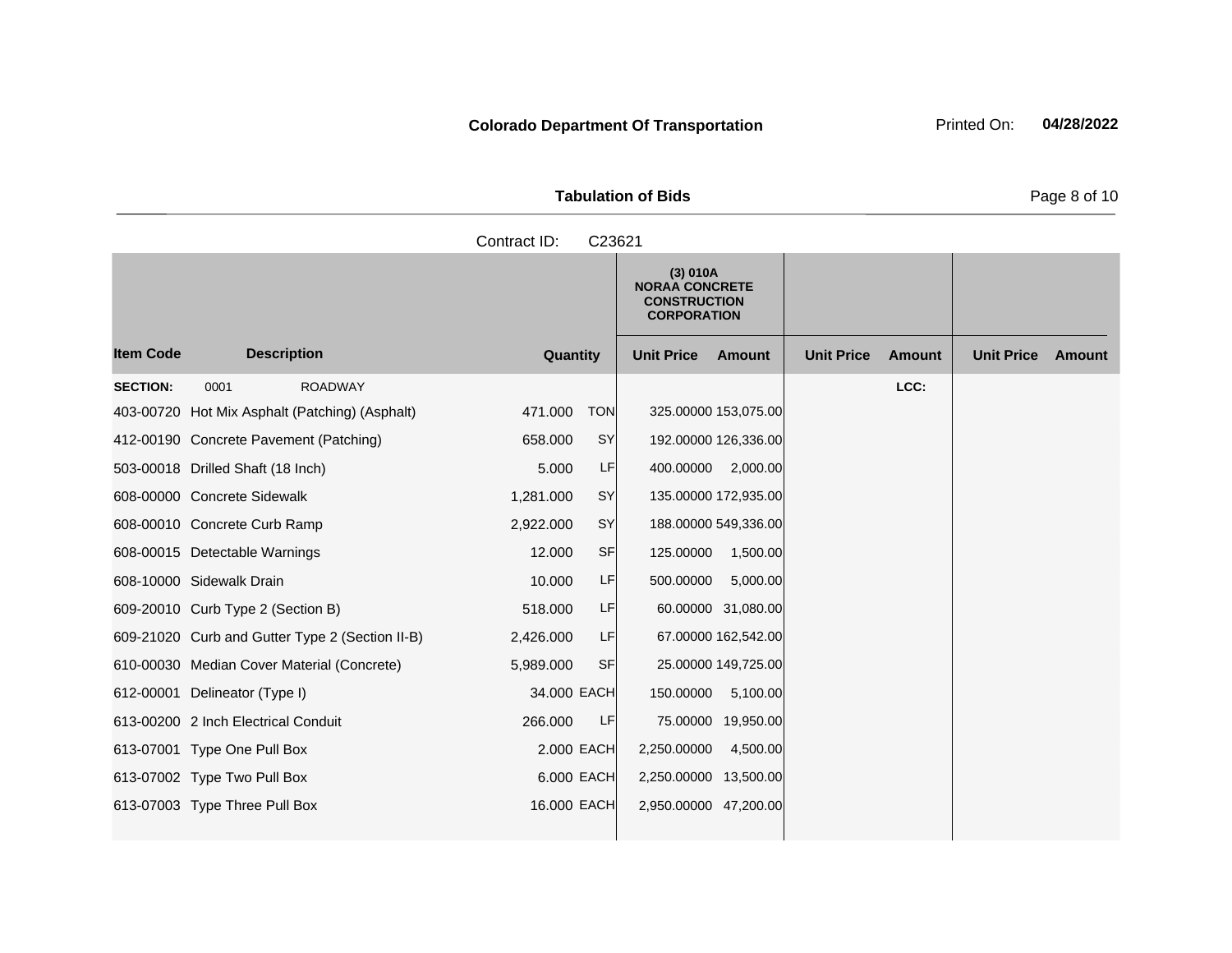**Colorado Department Of Transportation** Printed On: **04/28/2022**

**Tabulation of Bids**

Contract ID: C23621

| Item Code | Description | Quantity | | (3) 010A NORAA CONCRETE CONSTRUCTION CORPORATION | | | | | |
|---|---|---|---|---|---|---|---|---|---|
| | | | | Unit Price | Amount | Unit Price | Amount | Unit Price | Amount |
| **SECTION:** | 0001 ROADWAY | | | | | | LCC: | | |
| 403-00720 | Hot Mix Asphalt (Patching) (Asphalt) | 471.000 | TON | 325.00000 | 153,075.00 | | | | |
| 412-00190 | Concrete Pavement (Patching) | 658.000 | SY | 192.00000 | 126,336.00 | | | | |
| 503-00018 | Drilled Shaft (18 Inch) | 5.000 | LF | 400.00000 | 2,000.00 | | | | |
| 608-00000 | Concrete Sidewalk | 1,281.000 | SY | 135.00000 | 172,935.00 | | | | |
| 608-00010 | Concrete Curb Ramp | 2,922.000 | SY | 188.00000 | 549,336.00 | | | | |
| 608-00015 | Detectable Warnings | 12.000 | SF | 125.00000 | 1,500.00 | | | | |
| 608-10000 | Sidewalk Drain | 10.000 | LF | 500.00000 | 5,000.00 | | | | |
| 609-20010 | Curb Type 2 (Section B) | 518.000 | LF | 60.00000 | 31,080.00 | | | | |
| 609-21020 | Curb and Gutter Type 2 (Section II-B) | 2,426.000 | LF | 67.00000 | 162,542.00 | | | | |
| 610-00030 | Median Cover Material (Concrete) | 5,989.000 | SF | 25.00000 | 149,725.00 | | | | |
| 612-00001 | Delineator (Type I) | 34.000 | EACH | 150.00000 | 5,100.00 | | | | |
| 613-00200 | 2 Inch Electrical Conduit | 266.000 | LF | 75.00000 | 19,950.00 | | | | |
| 613-07001 | Type One Pull Box | 2.000 | EACH | 2,250.00000 | 4,500.00 | | | | |
| 613-07002 | Type Two Pull Box | 6.000 | EACH | 2,250.00000 | 13,500.00 | | | | |
| 613-07003 | Type Three Pull Box | 16.000 | EACH | 2,950.00000 | 47,200.00 | | | | |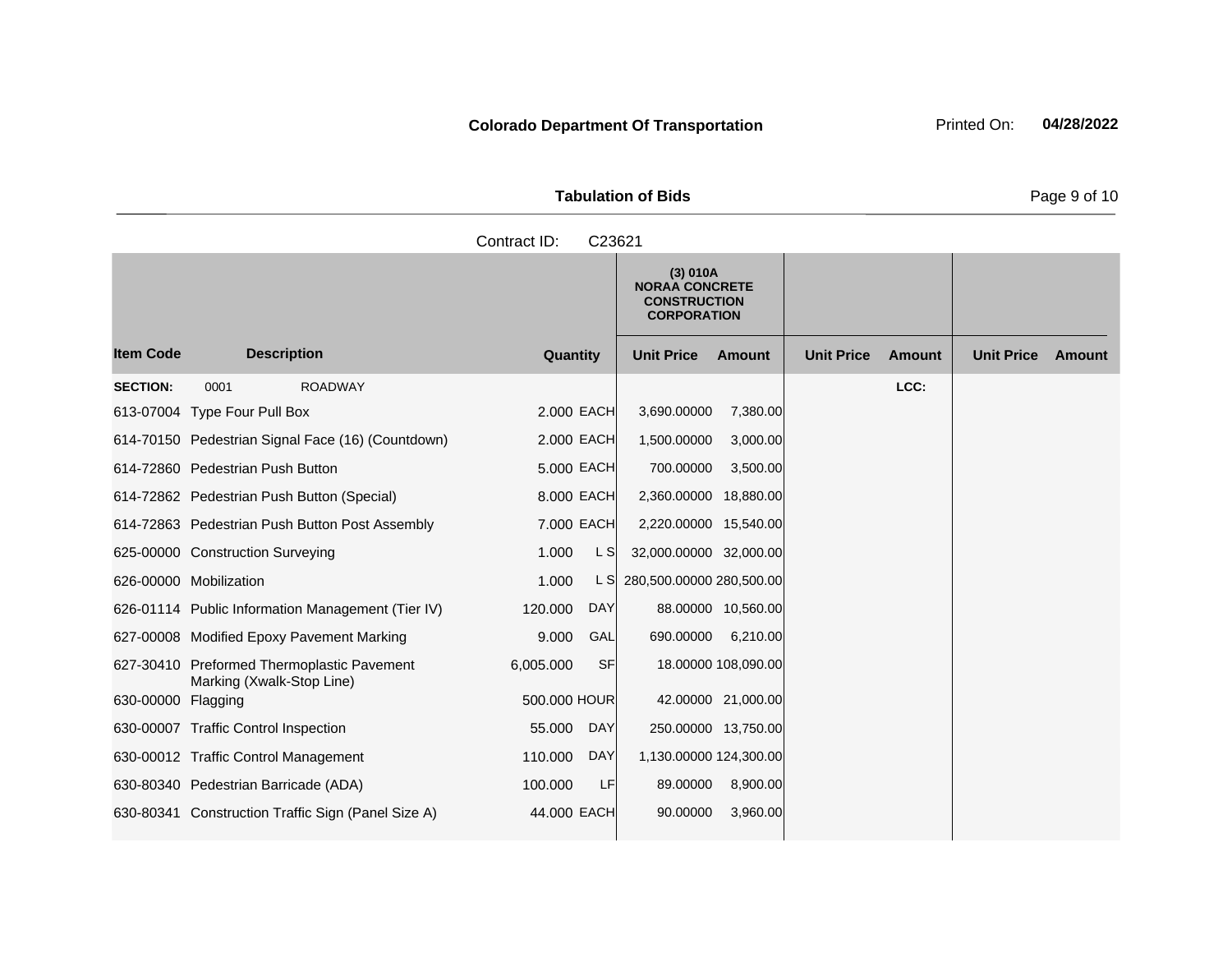**Colorado Department Of Transportation** Printed On: **04/28/2022**

**Tabulation of Bids**

Contract ID: C23621

| Item Code | Description | Quantity | | (3) 010A NORAA CONCRETE CONSTRUCTION CORPORATION Unit Price | Amount | Unit Price | Amount | Unit Price | Amount |
|---|---|---|---|---|---|---|---|---|---|
| **SECTION:** | 0001 ROADWAY | | | | | | LCC: | | |
| 613-07004 | Type Four Pull Box | 2.000 | EACH | 3,690.00000 | 7,380.00 | | | | |
| 614-70150 | Pedestrian Signal Face (16) (Countdown) | 2.000 | EACH | 1,500.00000 | 3,000.00 | | | | |
| 614-72860 | Pedestrian Push Button | 5.000 | EACH | 700.00000 | 3,500.00 | | | | |
| 614-72862 | Pedestrian Push Button (Special) | 8.000 | EACH | 2,360.00000 | 18,880.00 | | | | |
| 614-72863 | Pedestrian Push Button Post Assembly | 7.000 | EACH | 2,220.00000 | 15,540.00 | | | | |
| 625-00000 | Construction Surveying | 1.000 | L S | 32,000.00000 | 32,000.00 | | | | |
| 626-00000 | Mobilization | 1.000 | L S | 280,500.00000 | 280,500.00 | | | | |
| 626-01114 | Public Information Management (Tier IV) | 120.000 | DAY | 88.00000 | 10,560.00 | | | | |
| 627-00008 | Modified Epoxy Pavement Marking | 9.000 | GAL | 690.00000 | 6,210.00 | | | | |
| 627-30410 | Preformed Thermoplastic Pavement Marking (Xwalk-Stop Line) | 6,005.000 | SF | 18.00000 | 108,090.00 | | | | |
| 630-00000 | Flagging | 500.000 | HOUR | 42.00000 | 21,000.00 | | | | |
| 630-00007 | Traffic Control Inspection | 55.000 | DAY | 250.00000 | 13,750.00 | | | | |
| 630-00012 | Traffic Control Management | 110.000 | DAY | 1,130.00000 | 124,300.00 | | | | |
| 630-80340 | Pedestrian Barricade (ADA) | 100.000 | LF | 89.00000 | 8,900.00 | | | | |
| 630-80341 | Construction Traffic Sign (Panel Size A) | 44.000 | EACH | 90.00000 | 3,960.00 | | | | |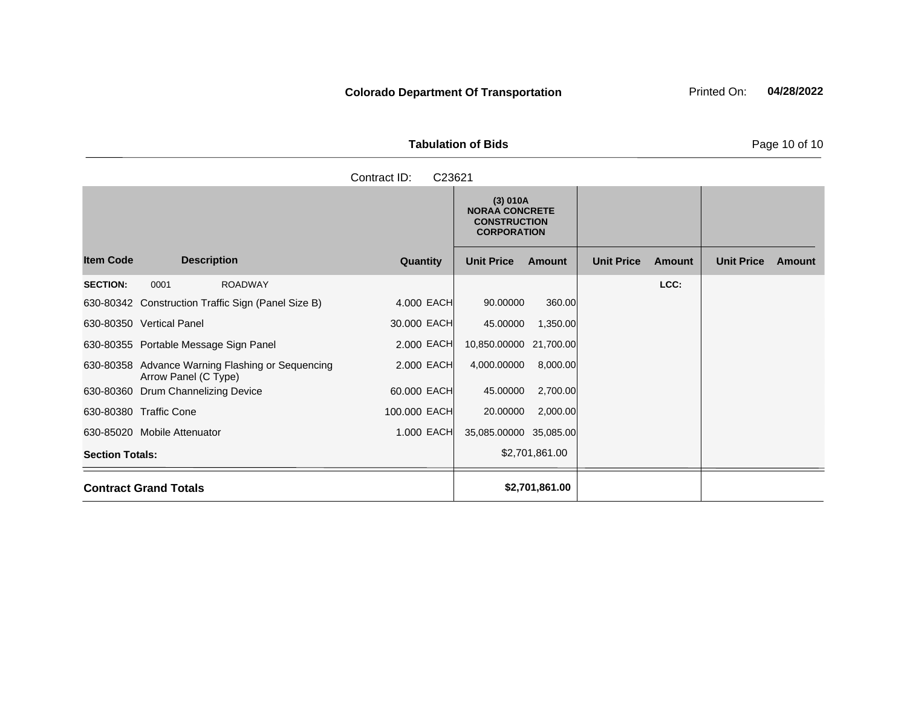**Colorado Department Of Transportation**

Printed On: **04/28/2022**

**Tabulation of Bids**

Contract ID: C23621

| Item Code | Description | Quantity | | (3) 010A NORAA CONCRETE CONSTRUCTION CORPORATION | | | | | |
|---|---|---|---|---|---|---|---|---|---|
| | | | | Unit Price | Amount | Unit Price | Amount | Unit Price | Amount |
| **SECTION:** 0001 | ROADWAY | | | | | | **LCC:** | | |
| 630-80342 | Construction Traffic Sign (Panel Size B) | 4.000 | EACH | 90.00000 | 360.00 | | | | |
| 630-80350 | Vertical Panel | 30.000 | EACH | 45.00000 | 1,350.00 | | | | |
| 630-80355 | Portable Message Sign Panel | 2.000 | EACH | 10,850.00000 | 21,700.00 | | | | |
| 630-80358 | Advance Warning Flashing or Sequencing Arrow Panel (C Type) | 2.000 | EACH | 4,000.00000 | 8,000.00 | | | | |
| 630-80360 | Drum Channelizing Device | 60.000 | EACH | 45.00000 | 2,700.00 | | | | |
| 630-80380 | Traffic Cone | 100.000 | EACH | 20.00000 | 2,000.00 | | | | |
| 630-85020 | Mobile Attenuator | 1.000 | EACH | 35,085.00000 | 35,085.00 | | | | |
| **Section Totals:** | | | | | $2,701,861.00 | | | | |
| **Contract Grand Totals** | | | | | **$2,701,861.00** | | | | |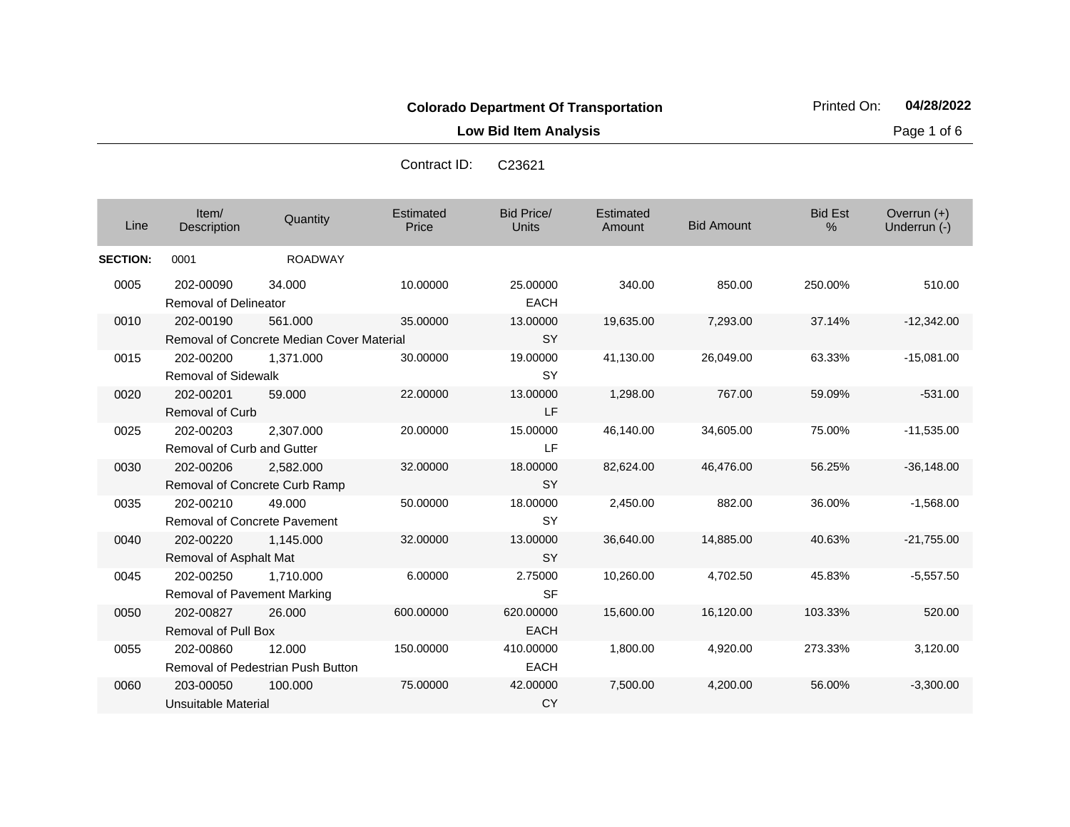**Colorado Department Of Transportation**

**Low Bid Item Analysis**

Printed On: **04/28/2022**

Contract ID: C23621

| Line | Item/ Description | Quantity | Estimated Price | Bid Price/ Units | Estimated Amount | Bid Amount | Bid Est % | Overrun (+) Underrun (-) |
|---|---|---|---|---|---|---|---|---|
| **SECTION:** | 0001 | ROADWAY | | | | | | |
| 0005 | 202-00090 Removal of Delineator | 34.000 | 10.00000 | 25.00000 EACH | 340.00 | 850.00 | 250.00% | 510.00 |
| 0010 | 202-00190 Removal of Concrete Median Cover Material | 561.000 | 35.00000 | 13.00000 SY | 19,635.00 | 7,293.00 | 37.14% | -12,342.00 |
| 0015 | 202-00200 Removal of Sidewalk | 1,371.000 | 30.00000 | 19.00000 SY | 41,130.00 | 26,049.00 | 63.33% | -15,081.00 |
| 0020 | 202-00201 Removal of Curb | 59.000 | 22.00000 | 13.00000 LF | 1,298.00 | 767.00 | 59.09% | -531.00 |
| 0025 | 202-00203 Removal of Curb and Gutter | 2,307.000 | 20.00000 | 15.00000 LF | 46,140.00 | 34,605.00 | 75.00% | -11,535.00 |
| 0030 | 202-00206 Removal of Concrete Curb Ramp | 2,582.000 | 32.00000 | 18.00000 SY | 82,624.00 | 46,476.00 | 56.25% | -36,148.00 |
| 0035 | 202-00210 Removal of Concrete Pavement | 49.000 | 50.00000 | 18.00000 SY | 2,450.00 | 882.00 | 36.00% | -1,568.00 |
| 0040 | 202-00220 Removal of Asphalt Mat | 1,145.000 | 32.00000 | 13.00000 SY | 36,640.00 | 14,885.00 | 40.63% | -21,755.00 |
| 0045 | 202-00250 Removal of Pavement Marking | 1,710.000 | 6.00000 | 2.75000 SF | 10,260.00 | 4,702.50 | 45.83% | -5,557.50 |
| 0050 | 202-00827 Removal of Pull Box | 26.000 | 600.00000 | 620.00000 EACH | 15,600.00 | 16,120.00 | 103.33% | 520.00 |
| 0055 | 202-00860 Removal of Pedestrian Push Button | 12.000 | 150.00000 | 410.00000 EACH | 1,800.00 | 4,920.00 | 273.33% | 3,120.00 |
| 0060 | 203-00050 Unsuitable Material | 100.000 | 75.00000 | 42.00000 CY | 7,500.00 | 4,200.00 | 56.00% | -3,300.00 |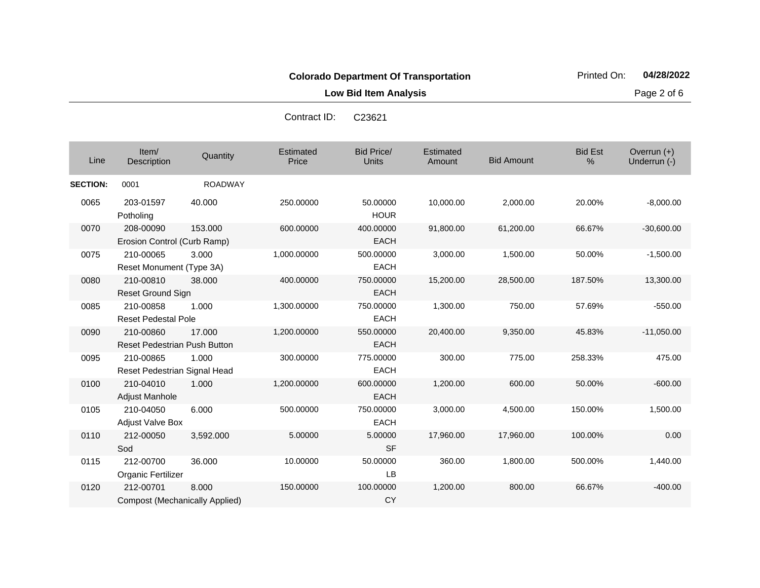**Colorado Department Of Transportation**

**Low Bid Item Analysis**

Printed On: **04/28/2022**

Contract ID: C23621

| Line | Item/ Description | Quantity | Estimated Price | Bid Price/ Units | Estimated Amount | Bid Amount | Bid Est % | Overrun (+) Underrun (-) |
|---|---|---|---|---|---|---|---|---|
| **SECTION:** | 0001 | ROADWAY | | | | | | |
| 0065 | 203-01597 Potholing | 40.000 | 250.00000 | 50.00000 HOUR | 10,000.00 | 2,000.00 | 20.00% | -8,000.00 |
| 0070 | 208-00090 Erosion Control (Curb Ramp) | 153.000 | 600.00000 | 400.00000 EACH | 91,800.00 | 61,200.00 | 66.67% | -30,600.00 |
| 0075 | 210-00065 Reset Monument (Type 3A) | 3.000 | 1,000.00000 | 500.00000 EACH | 3,000.00 | 1,500.00 | 50.00% | -1,500.00 |
| 0080 | 210-00810 Reset Ground Sign | 38.000 | 400.00000 | 750.00000 EACH | 15,200.00 | 28,500.00 | 187.50% | 13,300.00 |
| 0085 | 210-00858 Reset Pedestal Pole | 1.000 | 1,300.00000 | 750.00000 EACH | 1,300.00 | 750.00 | 57.69% | -550.00 |
| 0090 | 210-00860 Reset Pedestrian Push Button | 17.000 | 1,200.00000 | 550.00000 EACH | 20,400.00 | 9,350.00 | 45.83% | -11,050.00 |
| 0095 | 210-00865 Reset Pedestrian Signal Head | 1.000 | 300.00000 | 775.00000 EACH | 300.00 | 775.00 | 258.33% | 475.00 |
| 0100 | 210-04010 Adjust Manhole | 1.000 | 1,200.00000 | 600.00000 EACH | 1,200.00 | 600.00 | 50.00% | -600.00 |
| 0105 | 210-04050 Adjust Valve Box | 6.000 | 500.00000 | 750.00000 EACH | 3,000.00 | 4,500.00 | 150.00% | 1,500.00 |
| 0110 | 212-00050 Sod | 3,592.000 | 5.00000 | 5.00000 SF | 17,960.00 | 17,960.00 | 100.00% | 0.00 |
| 0115 | 212-00700 Organic Fertilizer | 36.000 | 10.00000 | 50.00000 LB | 360.00 | 1,800.00 | 500.00% | 1,440.00 |
| 0120 | 212-00701 Compost (Mechanically Applied) | 8.000 | 150.00000 | 100.00000 CY | 1,200.00 | 800.00 | 66.67% | -400.00 |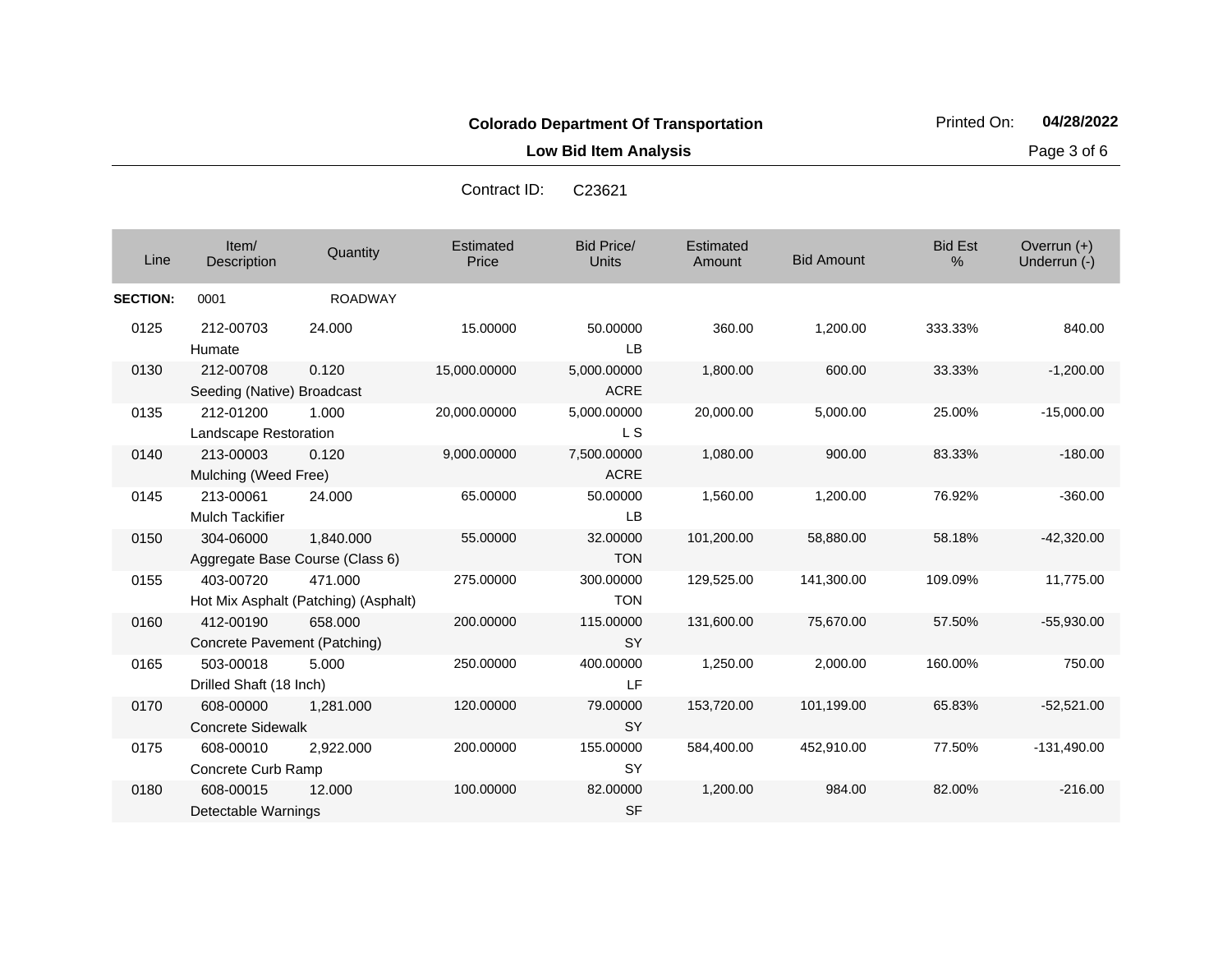**Colorado Department Of Transportation**

**Low Bid Item Analysis**

Printed On: **04/28/2022**

Contract ID: C23621

| Line | Item/ Description | Quantity | Estimated Price | Bid Price/ Units | Estimated Amount | Bid Amount | Bid Est % | Overrun (+) Underrun (-) |
|---|---|---|---|---|---|---|---|---|
| **SECTION:** | 0001 | ROADWAY | | | | | | |
| 0125 | 212-00703 Humate | 24.000 | 15.00000 | 50.00000 LB | 360.00 | 1,200.00 | 333.33% | 840.00 |
| 0130 | 212-00708 Seeding (Native) Broadcast | 0.120 | 15,000.00000 | 5,000.00000 ACRE | 1,800.00 | 600.00 | 33.33% | -1,200.00 |
| 0135 | 212-01200 Landscape Restoration | 1.000 | 20,000.00000 | 5,000.00000 L S | 20,000.00 | 5,000.00 | 25.00% | -15,000.00 |
| 0140 | 213-00003 Mulching (Weed Free) | 0.120 | 9,000.00000 | 7,500.00000 ACRE | 1,080.00 | 900.00 | 83.33% | -180.00 |
| 0145 | 213-00061 Mulch Tackifier | 24.000 | 65.00000 | 50.00000 LB | 1,560.00 | 1,200.00 | 76.92% | -360.00 |
| 0150 | 304-06000 Aggregate Base Course (Class 6) | 1,840.000 | 55.00000 | 32.00000 TON | 101,200.00 | 58,880.00 | 58.18% | -42,320.00 |
| 0155 | 403-00720 Hot Mix Asphalt (Patching) (Asphalt) | 471.000 | 275.00000 | 300.00000 TON | 129,525.00 | 141,300.00 | 109.09% | 11,775.00 |
| 0160 | 412-00190 Concrete Pavement (Patching) | 658.000 | 200.00000 | 115.00000 SY | 131,600.00 | 75,670.00 | 57.50% | -55,930.00 |
| 0165 | 503-00018 Drilled Shaft (18 Inch) | 5.000 | 250.00000 | 400.00000 LF | 1,250.00 | 2,000.00 | 160.00% | 750.00 |
| 0170 | 608-00000 Concrete Sidewalk | 1,281.000 | 120.00000 | 79.00000 SY | 153,720.00 | 101,199.00 | 65.83% | -52,521.00 |
| 0175 | 608-00010 Concrete Curb Ramp | 2,922.000 | 200.00000 | 155.00000 SY | 584,400.00 | 452,910.00 | 77.50% | -131,490.00 |
| 0180 | 608-00015 Detectable Warnings | 12.000 | 100.00000 | 82.00000 SF | 1,200.00 | 984.00 | 82.00% | -216.00 |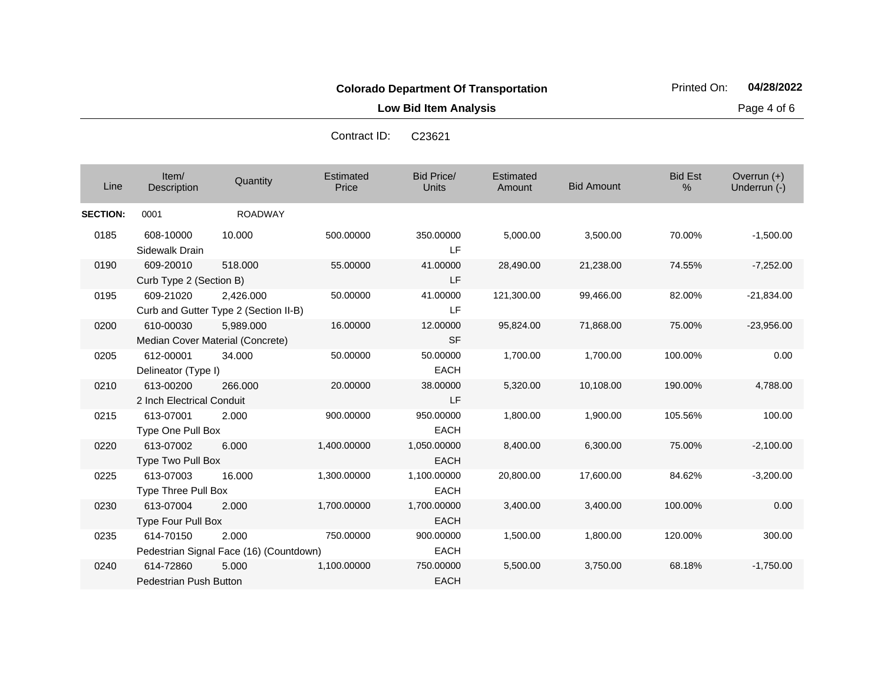**Colorado Department Of Transportation**

**Low Bid Item Analysis**

Printed On: **04/28/2022**

Contract ID: C23621

| Line | Item/ Description | Quantity | Estimated Price | Bid Price/ Units | Estimated Amount | Bid Amount | Bid Est % | Overrun (+) Underrun (-) |
|---|---|---|---|---|---|---|---|---|
| **SECTION:** | 0001 | ROADWAY | | | | | | |
| 0185 | 608-10000 Sidewalk Drain | 10.000 | 500.00000 | 350.00000 LF | 5,000.00 | 3,500.00 | 70.00% | -1,500.00 |
| 0190 | 609-20010 Curb Type 2 (Section B) | 518.000 | 55.00000 | 41.00000 LF | 28,490.00 | 21,238.00 | 74.55% | -7,252.00 |
| 0195 | 609-21020 Curb and Gutter Type 2 (Section II-B) | 2,426.000 | 50.00000 | 41.00000 LF | 121,300.00 | 99,466.00 | 82.00% | -21,834.00 |
| 0200 | 610-00030 Median Cover Material (Concrete) | 5,989.000 | 16.00000 | 12.00000 SF | 95,824.00 | 71,868.00 | 75.00% | -23,956.00 |
| 0205 | 612-00001 Delineator (Type I) | 34.000 | 50.00000 | 50.00000 EACH | 1,700.00 | 1,700.00 | 100.00% | 0.00 |
| 0210 | 613-00200 2 Inch Electrical Conduit | 266.000 | 20.00000 | 38.00000 LF | 5,320.00 | 10,108.00 | 190.00% | 4,788.00 |
| 0215 | 613-07001 Type One Pull Box | 2.000 | 900.00000 | 950.00000 EACH | 1,800.00 | 1,900.00 | 105.56% | 100.00 |
| 0220 | 613-07002 Type Two Pull Box | 6.000 | 1,400.00000 | 1,050.00000 EACH | 8,400.00 | 6,300.00 | 75.00% | -2,100.00 |
| 0225 | 613-07003 Type Three Pull Box | 16.000 | 1,300.00000 | 1,100.00000 EACH | 20,800.00 | 17,600.00 | 84.62% | -3,200.00 |
| 0230 | 613-07004 Type Four Pull Box | 2.000 | 1,700.00000 | 1,700.00000 EACH | 3,400.00 | 3,400.00 | 100.00% | 0.00 |
| 0235 | 614-70150 Pedestrian Signal Face (16) (Countdown) | 2.000 | 750.00000 | 900.00000 EACH | 1,500.00 | 1,800.00 | 120.00% | 300.00 |
| 0240 | 614-72860 Pedestrian Push Button | 5.000 | 1,100.00000 | 750.00000 EACH | 5,500.00 | 3,750.00 | 68.18% | -1,750.00 |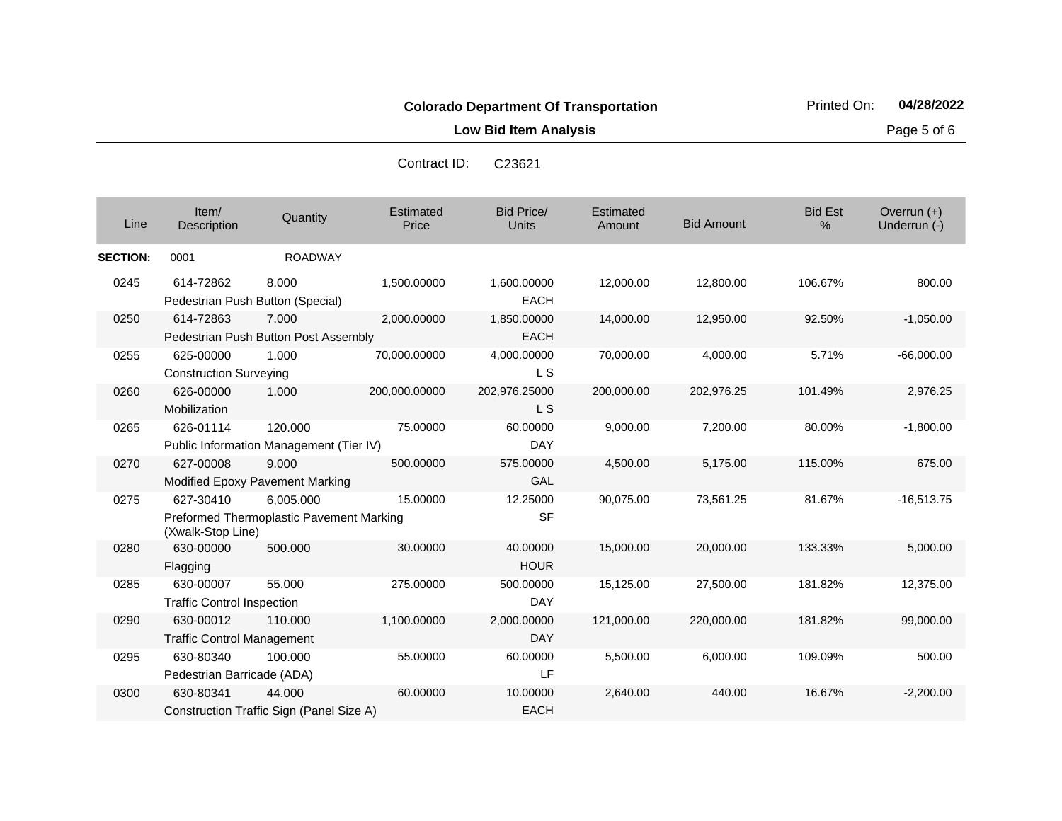**Colorado Department Of Transportation**

Printed On: **04/28/2022**

**Low Bid Item Analysis**

Contract ID: C23621

| Line | Item/ Description | Quantity | Estimated Price | Bid Price/ Units | Estimated Amount | Bid Amount | Bid Est % | Overrun (+) Underrun (-) |
|---|---|---|---|---|---|---|---|---|
| **SECTION:** | 0001 | ROADWAY | | | | | | |
| 0245 | 614-72862 Pedestrian Push Button (Special) | 8.000 | 1,500.00000 | 1,600.00000 EACH | 12,000.00 | 12,800.00 | 106.67% | 800.00 |
| 0250 | 614-72863 Pedestrian Push Button Post Assembly | 7.000 | 2,000.00000 | 1,850.00000 EACH | 14,000.00 | 12,950.00 | 92.50% | -1,050.00 |
| 0255 | 625-00000 Construction Surveying | 1.000 | 70,000.00000 | 4,000.00000 L S | 70,000.00 | 4,000.00 | 5.71% | -66,000.00 |
| 0260 | 626-00000 Mobilization | 1.000 | 200,000.00000 | 202,976.25000 L S | 200,000.00 | 202,976.25 | 101.49% | 2,976.25 |
| 0265 | 626-01114 Public Information Management (Tier IV) | 120.000 | 75.00000 | 60.00000 DAY | 9,000.00 | 7,200.00 | 80.00% | -1,800.00 |
| 0270 | 627-00008 Modified Epoxy Pavement Marking | 9.000 | 500.00000 | 575.00000 GAL | 4,500.00 | 5,175.00 | 115.00% | 675.00 |
| 0275 | 627-30410 Preformed Thermoplastic Pavement Marking (Xwalk-Stop Line) | 6,005.000 | 15.00000 | 12.25000 SF | 90,075.00 | 73,561.25 | 81.67% | -16,513.75 |
| 0280 | 630-00000 Flagging | 500.000 | 30.00000 | 40.00000 HOUR | 15,000.00 | 20,000.00 | 133.33% | 5,000.00 |
| 0285 | 630-00007 Traffic Control Inspection | 55.000 | 275.00000 | 500.00000 DAY | 15,125.00 | 27,500.00 | 181.82% | 12,375.00 |
| 0290 | 630-00012 Traffic Control Management | 110.000 | 1,100.00000 | 2,000.00000 DAY | 121,000.00 | 220,000.00 | 181.82% | 99,000.00 |
| 0295 | 630-80340 Pedestrian Barricade (ADA) | 100.000 | 55.00000 | 60.00000 LF | 5,500.00 | 6,000.00 | 109.09% | 500.00 |
| 0300 | 630-80341 Construction Traffic Sign (Panel Size A) | 44.000 | 60.00000 | 10.00000 EACH | 2,640.00 | 440.00 | 16.67% | -2,200.00 |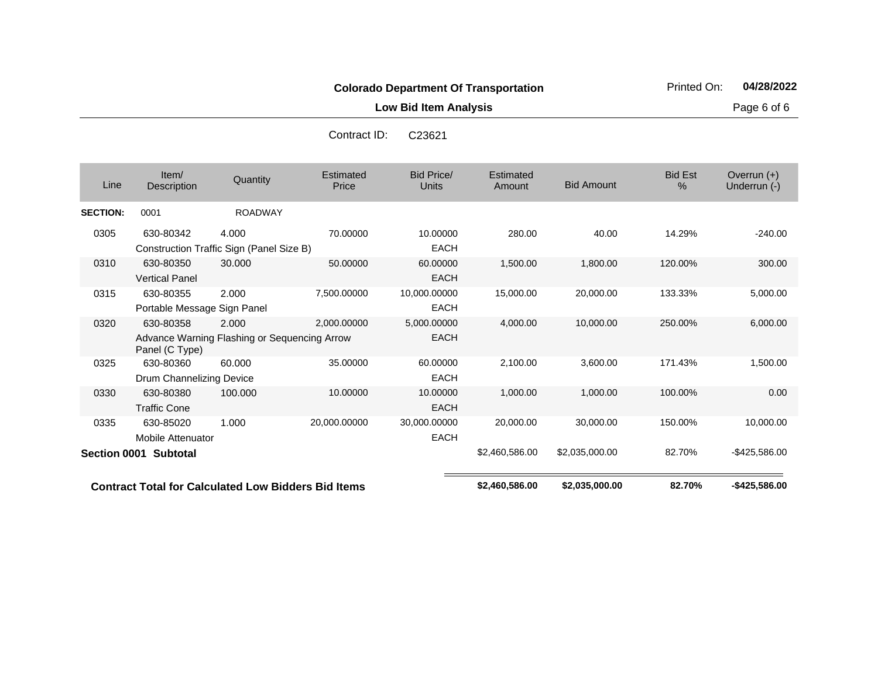**Colorado Department Of Transportation**

**Low Bid Item Analysis**

Printed On: **04/28/2022**

Contract ID: C23621

| Line | Item/ Description | Quantity | Estimated Price | Bid Price/ Units | Estimated Amount | Bid Amount | Bid Est % | Overrun (+) Underrun (-) |
|---|---|---|---|---|---|---|---|---|
| **SECTION:** | 0001 | ROADWAY | | | | | | |
| 0305 | 630-80342 Construction Traffic Sign (Panel Size B) | 4.000 | 70.00000 | 10.00000 EACH | 280.00 | 40.00 | 14.29% | -240.00 |
| 0310 | 630-80350 Vertical Panel | 30.000 | 50.00000 | 60.00000 EACH | 1,500.00 | 1,800.00 | 120.00% | 300.00 |
| 0315 | 630-80355 Portable Message Sign Panel | 2.000 | 7,500.00000 | 10,000.00000 EACH | 15,000.00 | 20,000.00 | 133.33% | 5,000.00 |
| 0320 | 630-80358 Advance Warning Flashing or Sequencing Arrow Panel (C Type) | 2.000 | 2,000.00000 | 5,000.00000 EACH | 4,000.00 | 10,000.00 | 250.00% | 6,000.00 |
| 0325 | 630-80360 Drum Channelizing Device | 60.000 | 35.00000 | 60.00000 EACH | 2,100.00 | 3,600.00 | 171.43% | 1,500.00 |
| 0330 | 630-80380 Traffic Cone | 100.000 | 10.00000 | 10.00000 EACH | 1,000.00 | 1,000.00 | 100.00% | 0.00 |
| 0335 | 630-85020 Mobile Attenuator | 1.000 | 20,000.00000 | 30,000.00000 EACH | 20,000.00 | 30,000.00 | 150.00% | 10,000.00 |
| **Section 0001 Subtotal** | | | | | $2,460,586.00 | $2,035,000.00 | 82.70% | -$425,586.00 |
| **Contract Total for Calculated Low Bidders Bid Items** | | | | | **$2,460,586.00** | **$2,035,000.00** | **82.70%** | **-$425,586.00** |